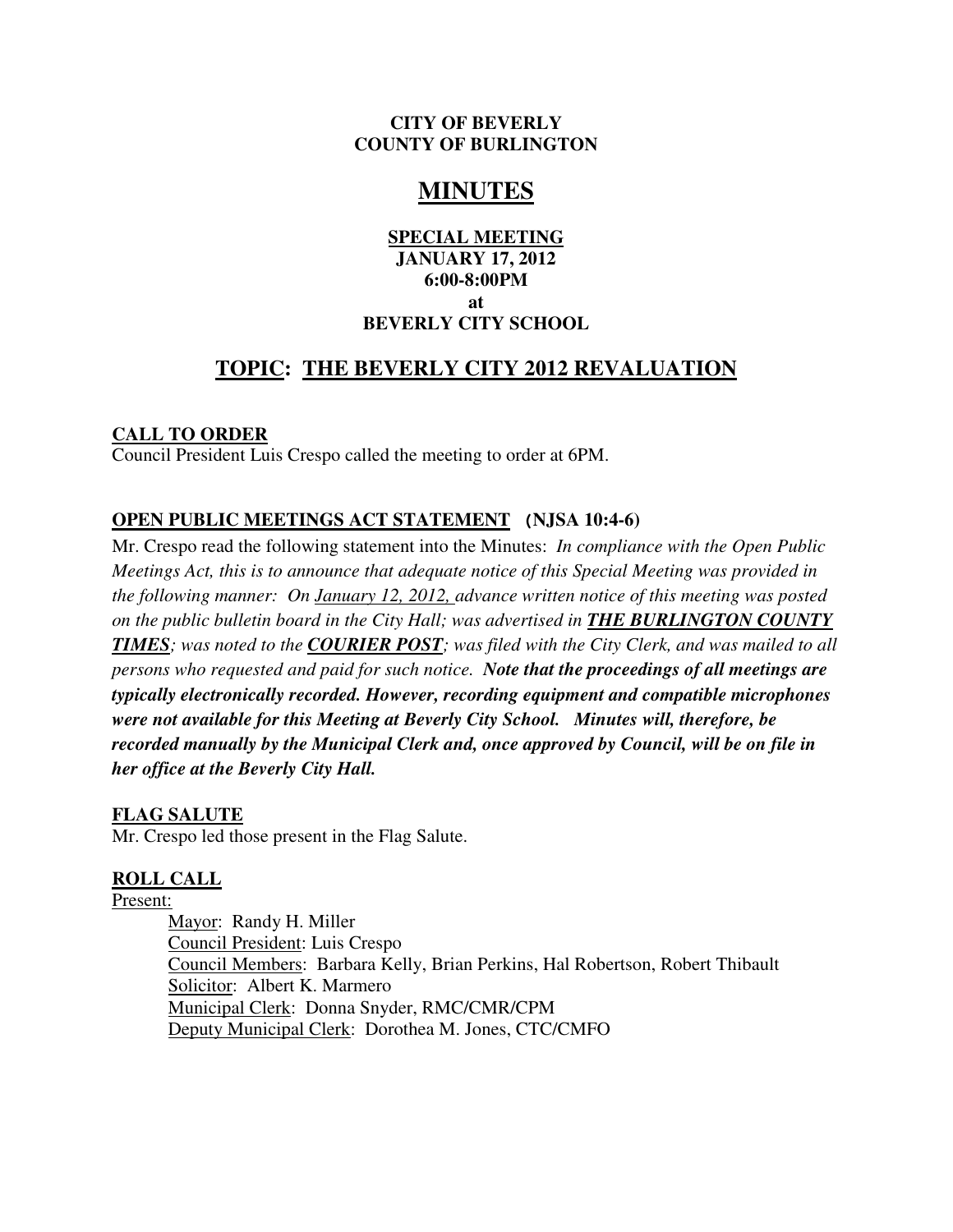**CITY OF BEVERLY**
**COUNTY OF BURLINGTON**

# MINUTES

**SPECIAL MEETING**
**JANUARY 17, 2012**
**6:00-8:00PM**
**at**
**BEVERLY CITY SCHOOL**

## TOPIC: THE BEVERLY CITY 2012 REVALUATION

### CALL TO ORDER

Council President Luis Crespo called the meeting to order at 6PM.

### OPEN PUBLIC MEETINGS ACT STATEMENT (NJSA 10:4-6)

Mr. Crespo read the following statement into the Minutes: *In compliance with the Open Public Meetings Act, this is to announce that adequate notice of this Special Meeting was provided in the following manner: On January 12, 2012, advance written notice of this meeting was posted on the public bulletin board in the City Hall; was advertised in **THE BURLINGTON COUNTY TIMES**; was noted to the **COURIER POST**; was filed with the City Clerk, and was mailed to all persons who requested and paid for such notice.* ***Note that the proceedings of all meetings are typically electronically recorded. However, recording equipment and compatible microphones were not available for this Meeting at Beverly City School. Minutes will, therefore, be recorded manually by the Municipal Clerk and, once approved by Council, will be on file in her office at the Beverly City Hall.***

### FLAG SALUTE

Mr. Crespo led those present in the Flag Salute.

### ROLL CALL

Present:

- Mayor: Randy H. Miller
- Council President: Luis Crespo
- Council Members: Barbara Kelly, Brian Perkins, Hal Robertson, Robert Thibault
- Solicitor: Albert K. Marmero
- Municipal Clerk: Donna Snyder, RMC/CMR/CPM
- Deputy Municipal Clerk: Dorothea M. Jones, CTC/CMFO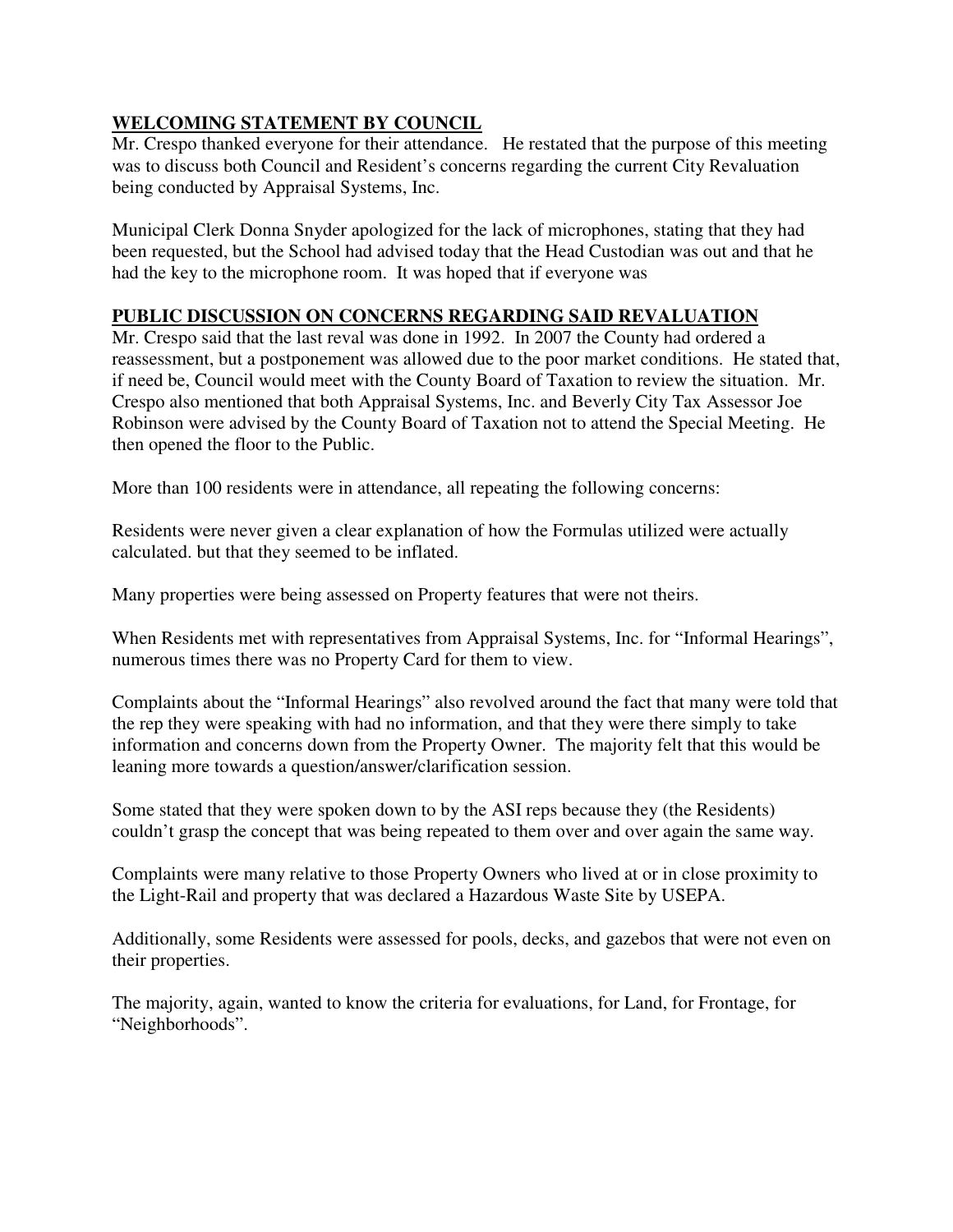**WELCOMING STATEMENT BY COUNCIL**

Mr. Crespo thanked everyone for their attendance. He restated that the purpose of this meeting was to discuss both Council and Resident's concerns regarding the current City Revaluation being conducted by Appraisal Systems, Inc.

Municipal Clerk Donna Snyder apologized for the lack of microphones, stating that they had been requested, but the School had advised today that the Head Custodian was out and that he had the key to the microphone room. It was hoped that if everyone was

**PUBLIC DISCUSSION ON CONCERNS REGARDING SAID REVALUATION**

Mr. Crespo said that the last reval was done in 1992. In 2007 the County had ordered a reassessment, but a postponement was allowed due to the poor market conditions. He stated that, if need be, Council would meet with the County Board of Taxation to review the situation. Mr. Crespo also mentioned that both Appraisal Systems, Inc. and Beverly City Tax Assessor Joe Robinson were advised by the County Board of Taxation not to attend the Special Meeting. He then opened the floor to the Public.

More than 100 residents were in attendance, all repeating the following concerns:

Residents were never given a clear explanation of how the Formulas utilized were actually calculated. but that they seemed to be inflated.

Many properties were being assessed on Property features that were not theirs.

When Residents met with representatives from Appraisal Systems, Inc. for "Informal Hearings", numerous times there was no Property Card for them to view.

Complaints about the "Informal Hearings" also revolved around the fact that many were told that the rep they were speaking with had no information, and that they were there simply to take information and concerns down from the Property Owner. The majority felt that this would be leaning more towards a question/answer/clarification session.

Some stated that they were spoken down to by the ASI reps because they (the Residents) couldn't grasp the concept that was being repeated to them over and over again the same way.

Complaints were many relative to those Property Owners who lived at or in close proximity to the Light-Rail and property that was declared a Hazardous Waste Site by USEPA.

Additionally, some Residents were assessed for pools, decks, and gazebos that were not even on their properties.

The majority, again, wanted to know the criteria for evaluations, for Land, for Frontage, for "Neighborhoods".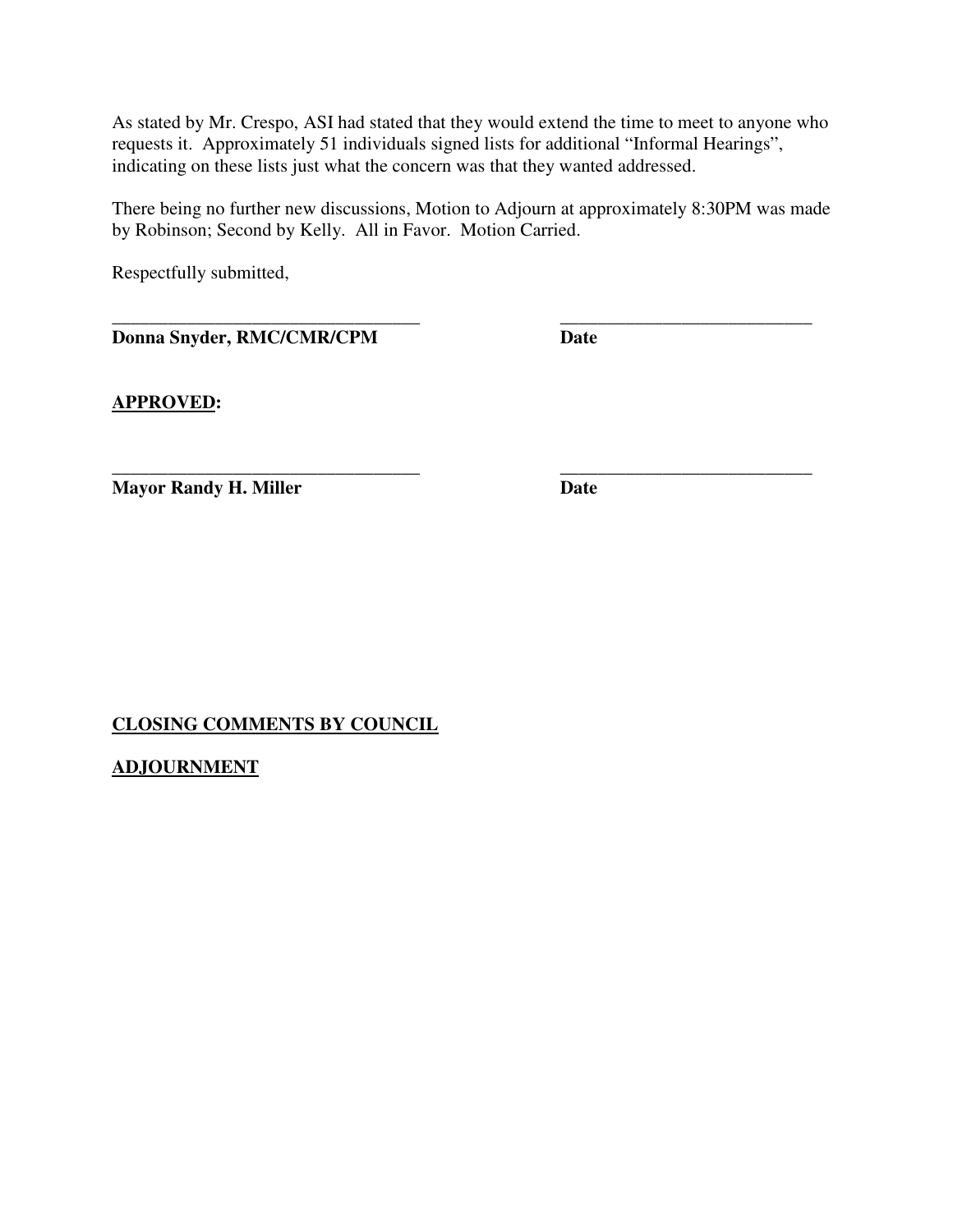As stated by Mr. Crespo, ASI had stated that they would extend the time to meet to anyone who requests it. Approximately 51 individuals signed lists for additional "Informal Hearings", indicating on these lists just what the concern was that they wanted addressed.

There being no further new discussions, Motion to Adjourn at approximately 8:30PM was made by Robinson; Second by Kelly. All in Favor. Motion Carried.

Respectfully submitted,

\_\_\_\_\_\_\_\_\_\_\_\_\_\_\_\_\_\_\_\_\_\_\_\_\_\_\_\_\_\_\_\_\_\_ \_\_\_\_\_\_\_\_\_\_\_\_\_\_\_\_\_\_\_\_\_\_\_\_\_\_\_\_

**Donna Snyder, RMC/CMR/CPM** **Date**

**<u>APPROVED</u>:**

\_\_\_\_\_\_\_\_\_\_\_\_\_\_\_\_\_\_\_\_\_\_\_\_\_\_\_\_\_\_\_\_\_\_ \_\_\_\_\_\_\_\_\_\_\_\_\_\_\_\_\_\_\_\_\_\_\_\_\_\_\_\_

**Mayor Randy H. Miller** **Date**

**<u>CLOSING COMMENTS BY COUNCIL</u>**

**<u>ADJOURNMENT</u>**